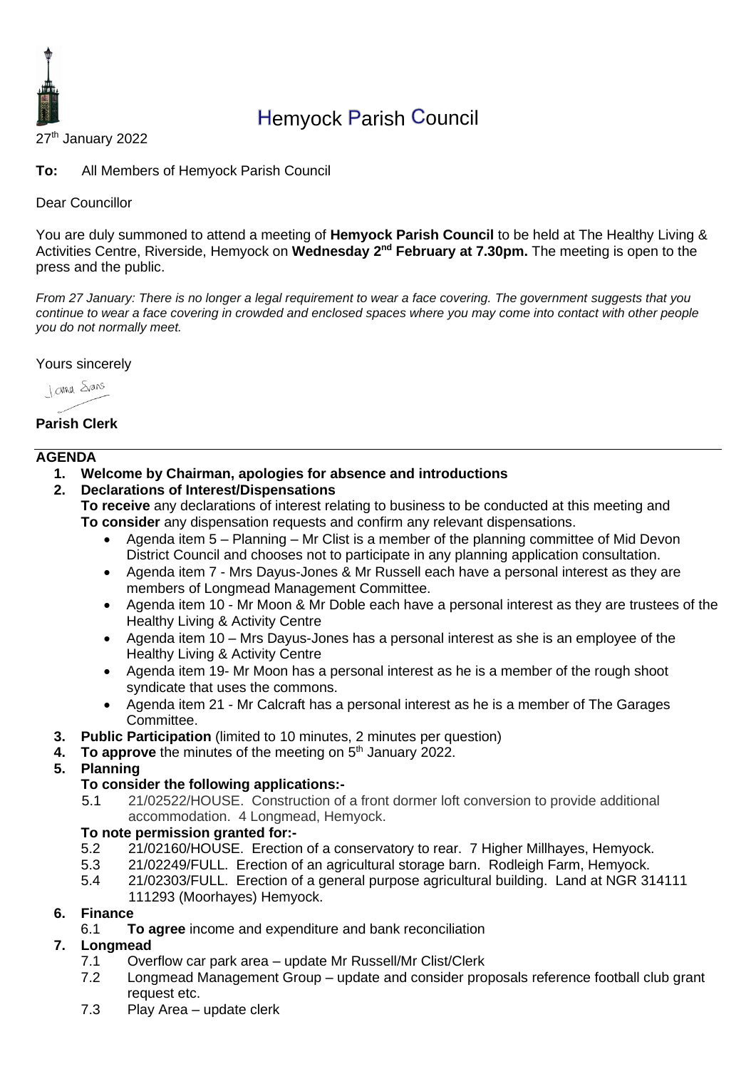# Hemyock Parish Council

27th January 2022

**To:** All Members of Hemyock Parish Council

Dear Councillor

You are duly summoned to attend a meeting of **Hemyock Parish Council** to be held at The Healthy Living & Activities Centre, Riverside, Hemyock on **Wednesday 2nd February at 7.30pm.** The meeting is open to the press and the public.

*From 27 January: There is no longer a legal requirement to wear a face covering. The government suggests that you continue to wear a face covering in crowded and enclosed spaces where you may come into contact with other people you do not normally meet.*

Yours sincerely

Jama Evans

**Parish Clerk**

---

## AGENDA

1. **Welcome by Chairman, apologies for absence and introductions**
2. **Declarations of Interest/Dispensations**
   **To receive** any declarations of interest relating to business to be conducted at this meeting and **To consider** any dispensation requests and confirm any relevant dispensations.
   - Agenda item 5 – Planning – Mr Clist is a member of the planning committee of Mid Devon District Council and chooses not to participate in any planning application consultation.
   - Agenda item 7 - Mrs Dayus-Jones & Mr Russell each have a personal interest as they are members of Longmead Management Committee.
   - Agenda item 10 - Mr Moon & Mr Doble each have a personal interest as they are trustees of the Healthy Living & Activity Centre
   - Agenda item 10 – Mrs Dayus-Jones has a personal interest as she is an employee of the Healthy Living & Activity Centre
   - Agenda item 19- Mr Moon has a personal interest as he is a member of the rough shoot syndicate that uses the commons.
   - Agenda item 21 - Mr Calcraft has a personal interest as he is a member of The Garages Committee.
3. **Public Participation** (limited to 10 minutes, 2 minutes per question)
4. **To approve** the minutes of the meeting on 5th January 2022.
5. **Planning**
   **To consider the following applications:-**
   - 5.1 21/02522/HOUSE. Construction of a front dormer loft conversion to provide additional accommodation. 4 Longmead, Hemyock.

   **To note permission granted for:-**
   - 5.2 21/02160/HOUSE. Erection of a conservatory to rear. 7 Higher Millhayes, Hemyock.
   - 5.3 21/02249/FULL. Erection of an agricultural storage barn. Rodleigh Farm, Hemyock.
   - 5.4 21/02303/FULL. Erection of a general purpose agricultural building. Land at NGR 314111 111293 (Moorhayes) Hemyock.
6. **Finance**
   - 6.1 **To agree** income and expenditure and bank reconciliation
7. **Longmead**
   - 7.1 Overflow car park area – update Mr Russell/Mr Clist/Clerk
   - 7.2 Longmead Management Group – update and consider proposals reference football club grant request etc.
   - 7.3 Play Area – update clerk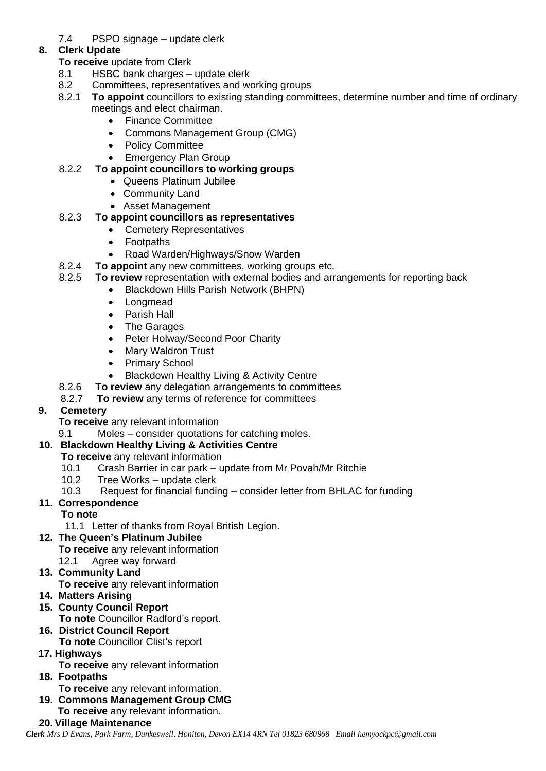7.4 PSPO signage – update clerk

**8. Clerk Update**

**To receive** update from Clerk

8.1 HSBC bank charges – update clerk

8.2 Committees, representatives and working groups

8.2.1 **To appoint** councillors to existing standing committees, determine number and time of ordinary meetings and elect chairman.

- Finance Committee
- Commons Management Group (CMG)
- Policy Committee
- Emergency Plan Group

8.2.2 **To appoint councillors to working groups**

- Queens Platinum Jubilee
- Community Land
- Asset Management

8.2.3 **To appoint councillors as representatives**

- Cemetery Representatives
- Footpaths
- Road Warden/Highways/Snow Warden

8.2.4 **To appoint** any new committees, working groups etc.

8.2.5 **To review** representation with external bodies and arrangements for reporting back

- Blackdown Hills Parish Network (BHPN)
- Longmead
- Parish Hall
- The Garages
- Peter Holway/Second Poor Charity
- Mary Waldron Trust
- Primary School
- Blackdown Healthy Living & Activity Centre

8.2.6 **To review** any delegation arrangements to committees

8.2.7 **To review** any terms of reference for committees

**9. Cemetery**

**To receive** any relevant information

9.1 Moles – consider quotations for catching moles.

**10. Blackdown Healthy Living & Activities Centre**

**To receive** any relevant information

10.1 Crash Barrier in car park – update from Mr Povah/Mr Ritchie

10.2 Tree Works – update clerk

10.3 Request for financial funding – consider letter from BHLAC for funding

**11. Correspondence**

**To note**

11.1 Letter of thanks from Royal British Legion.

**12. The Queen's Platinum Jubilee**

**To receive** any relevant information

12.1 Agree way forward

**13. Community Land**

**To receive** any relevant information

**14. Matters Arising**

**15. County Council Report**

**To note** Councillor Radford's report.

**16. District Council Report**

**To note** Councillor Clist's report

**17. Highways**

**To receive** any relevant information

**18. Footpaths**

**To receive** any relevant information.

**19. Commons Management Group CMG**

**To receive** any relevant information.

**20. Village Maintenance**

***Clerk*** *Mrs D Evans, Park Farm, Dunkeswell, Honiton, Devon EX14 4RN Tel 01823 680968 Email hemyockpc@gmail.com*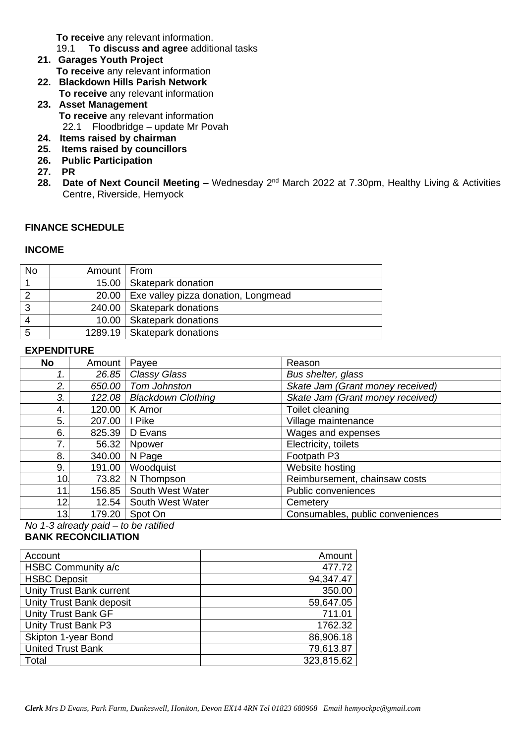**To receive** any relevant information.

19.1 **To discuss and agree** additional tasks

21. **Garages Youth Project**
    **To receive** any relevant information
22. **Blackdown Hills Parish Network**
    **To receive** any relevant information
23. **Asset Management**
    **To receive** any relevant information
    22.1 Floodbridge – update Mr Povah
24. **Items raised by chairman**
25. **Items raised by councillors**
26. **Public Participation**
27. **PR**
28. **Date of Next Council Meeting –** Wednesday 2nd March 2022 at 7.30pm, Healthy Living & Activities Centre, Riverside, Hemyock

**FINANCE SCHEDULE**

**INCOME**

| No | Amount | From |
|---|---|---|
| 1 | 15.00 | Skatepark donation |
| 2 | 20.00 | Exe valley pizza donation, Longmead |
| 3 | 240.00 | Skatepark donations |
| 4 | 10.00 | Skatepark donations |
| 5 | 1289.19 | Skatepark donations |

**EXPENDITURE**

| No | Amount | Payee | Reason |
|---|---|---|---|
| *1.* | *26.85* | *Classy Glass* | *Bus shelter, glass* |
| *2.* | *650.00* | *Tom Johnston* | *Skate Jam (Grant money received)* |
| *3.* | *122.08* | *Blackdown Clothing* | *Skate Jam (Grant money received)* |
| 4. | 120.00 | K Amor | Toilet cleaning |
| 5. | 207.00 | I Pike | Village maintenance |
| 6. | 825.39 | D Evans | Wages and expenses |
| 7. | 56.32 | Npower | Electricity, toilets |
| 8. | 340.00 | N Page | Footpath P3 |
| 9. | 191.00 | Woodquist | Website hosting |
| 10. | 73.82 | N Thompson | Reimbursement, chainsaw costs |
| 11. | 156.85 | South West Water | Public conveniences |
| 12. | 12.54 | South West Water | Cemetery |
| 13. | 179.20 | Spot On | Consumables, public conveniences |

*No 1-3 already paid – to be ratified*

**BANK RECONCILIATION**

| Account | Amount |
|---|---|
| HSBC Community a/c | 477.72 |
| HSBC Deposit | 94,347.47 |
| Unity Trust Bank current | 350.00 |
| Unity Trust Bank deposit | 59,647.05 |
| Unity Trust Bank GF | 711.01 |
| Unity Trust Bank P3 | 1762.32 |
| Skipton 1-year Bond | 86,906.18 |
| United Trust Bank | 79,613.87 |
| Total | 323,815.62 |

***Clerk*** *Mrs D Evans, Park Farm, Dunkeswell, Honiton, Devon EX14 4RN Tel 01823 680968 Email hemyockpc@gmail.com*